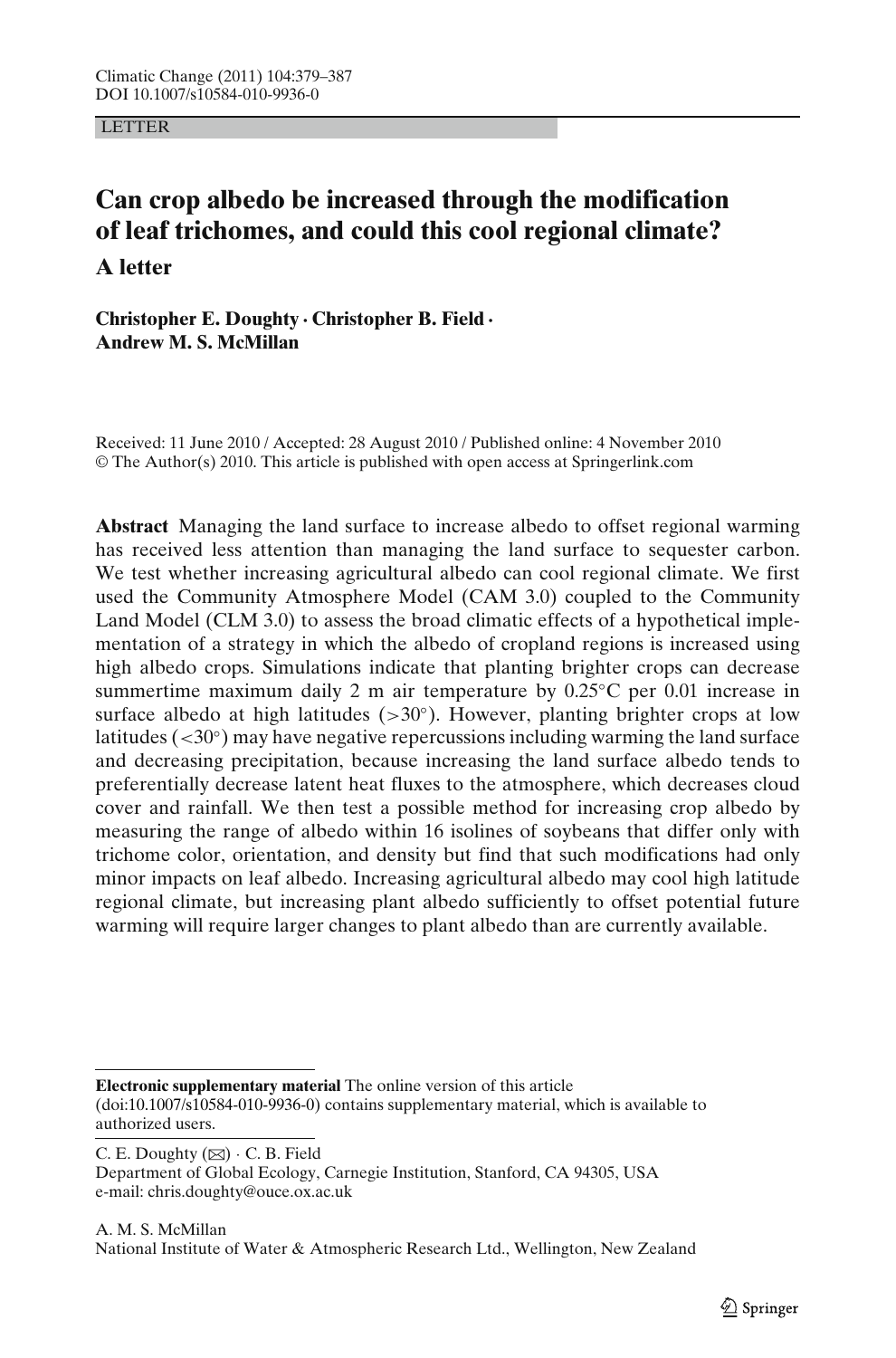LETTER

# Can crop albedo be increased through the modification of leaf trichomes, and could this cool regional climate?

## A letter

**Christopher E. Doughty · Christopher B. Field · Andrew M. S. McMillan**

Received: 11 June 2010 / Accepted: 28 August 2010 / Published online: 4 November 2010
© The Author(s) 2010. This article is published with open access at Springerlink.com

**Abstract** Managing the land surface to increase albedo to offset regional warming has received less attention than managing the land surface to sequester carbon. We test whether increasing agricultural albedo can cool regional climate. We first used the Community Atmosphere Model (CAM 3.0) coupled to the Community Land Model (CLM 3.0) to assess the broad climatic effects of a hypothetical implementation of a strategy in which the albedo of cropland regions is increased using high albedo crops. Simulations indicate that planting brighter crops can decrease summertime maximum daily 2 m air temperature by 0.25°C per 0.01 increase in surface albedo at high latitudes (>30°). However, planting brighter crops at low latitudes (<30°) may have negative repercussions including warming the land surface and decreasing precipitation, because increasing the land surface albedo tends to preferentially decrease latent heat fluxes to the atmosphere, which decreases cloud cover and rainfall. We then test a possible method for increasing crop albedo by measuring the range of albedo within 16 isolines of soybeans that differ only with trichome color, orientation, and density but find that such modifications had only minor impacts on leaf albedo. Increasing agricultural albedo may cool high latitude regional climate, but increasing plant albedo sufficiently to offset potential future warming will require larger changes to plant albedo than are currently available.

**Electronic supplementary material** The online version of this article (doi:10.1007/s10584-010-9936-0) contains supplementary material, which is available to authorized users.

C. E. Doughty (✉) · C. B. Field
Department of Global Ecology, Carnegie Institution, Stanford, CA 94305, USA
e-mail: chris.doughty@ouce.ox.ac.uk

A. M. S. McMillan
National Institute of Water & Atmospheric Research Ltd., Wellington, New Zealand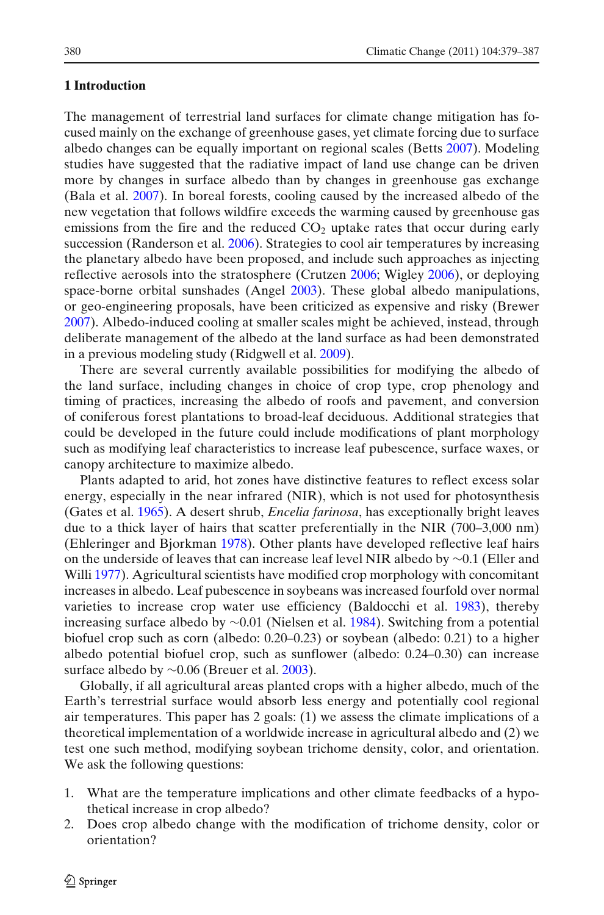## 1 Introduction

The management of terrestrial land surfaces for climate change mitigation has focused mainly on the exchange of greenhouse gases, yet climate forcing due to surface albedo changes can be equally important on regional scales (Betts 2007). Modeling studies have suggested that the radiative impact of land use change can be driven more by changes in surface albedo than by changes in greenhouse gas exchange (Bala et al. 2007). In boreal forests, cooling caused by the increased albedo of the new vegetation that follows wildfire exceeds the warming caused by greenhouse gas emissions from the fire and the reduced $CO_2$ uptake rates that occur during early succession (Randerson et al. 2006). Strategies to cool air temperatures by increasing the planetary albedo have been proposed, and include such approaches as injecting reflective aerosols into the stratosphere (Crutzen 2006; Wigley 2006), or deploying space-borne orbital sunshades (Angel 2003). These global albedo manipulations, or geo-engineering proposals, have been criticized as expensive and risky (Brewer 2007). Albedo-induced cooling at smaller scales might be achieved, instead, through deliberate management of the albedo at the land surface as had been demonstrated in a previous modeling study (Ridgwell et al. 2009).

There are several currently available possibilities for modifying the albedo of the land surface, including changes in choice of crop type, crop phenology and timing of practices, increasing the albedo of roofs and pavement, and conversion of coniferous forest plantations to broad-leaf deciduous. Additional strategies that could be developed in the future could include modifications of plant morphology such as modifying leaf characteristics to increase leaf pubescence, surface waxes, or canopy architecture to maximize albedo.

Plants adapted to arid, hot zones have distinctive features to reflect excess solar energy, especially in the near infrared (NIR), which is not used for photosynthesis (Gates et al. 1965). A desert shrub, *Encelia farinosa*, has exceptionally bright leaves due to a thick layer of hairs that scatter preferentially in the NIR (700–3,000 nm) (Ehleringer and Bjorkman 1978). Other plants have developed reflective leaf hairs on the underside of leaves that can increase leaf level NIR albedo by ~0.1 (Eller and Willi 1977). Agricultural scientists have modified crop morphology with concomitant increases in albedo. Leaf pubescence in soybeans was increased fourfold over normal varieties to increase crop water use efficiency (Baldocchi et al. 1983), thereby increasing surface albedo by ~0.01 (Nielsen et al. 1984). Switching from a potential biofuel crop such as corn (albedo: 0.20–0.23) or soybean (albedo: 0.21) to a higher albedo potential biofuel crop, such as sunflower (albedo: 0.24–0.30) can increase surface albedo by ~0.06 (Breuer et al. 2003).

Globally, if all agricultural areas planted crops with a higher albedo, much of the Earth's terrestrial surface would absorb less energy and potentially cool regional air temperatures. This paper has 2 goals: (1) we assess the climate implications of a theoretical implementation of a worldwide increase in agricultural albedo and (2) we test one such method, modifying soybean trichome density, color, and orientation. We ask the following questions:

1. What are the temperature implications and other climate feedbacks of a hypothetical increase in crop albedo?
2. Does crop albedo change with the modification of trichome density, color or orientation?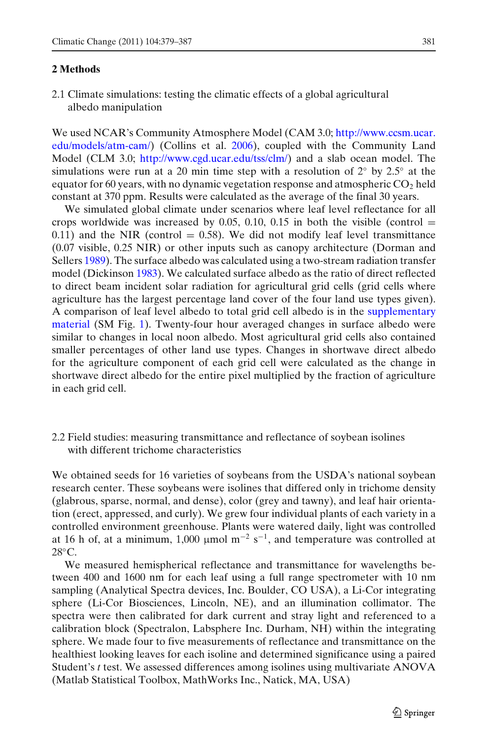## 2 Methods

### 2.1 Climate simulations: testing the climatic effects of a global agricultural albedo manipulation

We used NCAR's Community Atmosphere Model (CAM 3.0; http://www.ccsm.ucar.edu/models/atm-cam/) (Collins et al. 2006), coupled with the Community Land Model (CLM 3.0; http://www.cgd.ucar.edu/tss/clm/) and a slab ocean model. The simulations were run at a 20 min time step with a resolution of 2° by 2.5° at the equator for 60 years, with no dynamic vegetation response and atmospheric $CO_2$ held constant at 370 ppm. Results were calculated as the average of the final 30 years.

We simulated global climate under scenarios where leaf level reflectance for all crops worldwide was increased by 0.05, 0.10, 0.15 in both the visible (control = 0.11) and the NIR (control = 0.58). We did not modify leaf level transmittance (0.07 visible, 0.25 NIR) or other inputs such as canopy architecture (Dorman and Sellers 1989). The surface albedo was calculated using a two-stream radiation transfer model (Dickinson 1983). We calculated surface albedo as the ratio of direct reflected to direct beam incident solar radiation for agricultural grid cells (grid cells where agriculture has the largest percentage land cover of the four land use types given). A comparison of leaf level albedo to total grid cell albedo is in the supplementary material (SM Fig. 1). Twenty-four hour averaged changes in surface albedo were similar to changes in local noon albedo. Most agricultural grid cells also contained smaller percentages of other land use types. Changes in shortwave direct albedo for the agriculture component of each grid cell were calculated as the change in shortwave direct albedo for the entire pixel multiplied by the fraction of agriculture in each grid cell.

### 2.2 Field studies: measuring transmittance and reflectance of soybean isolines with different trichome characteristics

We obtained seeds for 16 varieties of soybeans from the USDA's national soybean research center. These soybeans were isolines that differed only in trichome density (glabrous, sparse, normal, and dense), color (grey and tawny), and leaf hair orientation (erect, appressed, and curly). We grew four individual plants of each variety in a controlled environment greenhouse. Plants were watered daily, light was controlled at 16 h of, at a minimum, 1,000 μmol $m^{-2}$ $s^{-1}$, and temperature was controlled at 28°C.

We measured hemispherical reflectance and transmittance for wavelengths between 400 and 1600 nm for each leaf using a full range spectrometer with 10 nm sampling (Analytical Spectra devices, Inc. Boulder, CO USA), a Li-Cor integrating sphere (Li-Cor Biosciences, Lincoln, NE), and an illumination collimator. The spectra were then calibrated for dark current and stray light and referenced to a calibration block (Spectralon, Labsphere Inc. Durham, NH) within the integrating sphere. We made four to five measurements of reflectance and transmittance on the healthiest looking leaves for each isoline and determined significance using a paired Student's *t* test. We assessed differences among isolines using multivariate ANOVA (Matlab Statistical Toolbox, MathWorks Inc., Natick, MA, USA)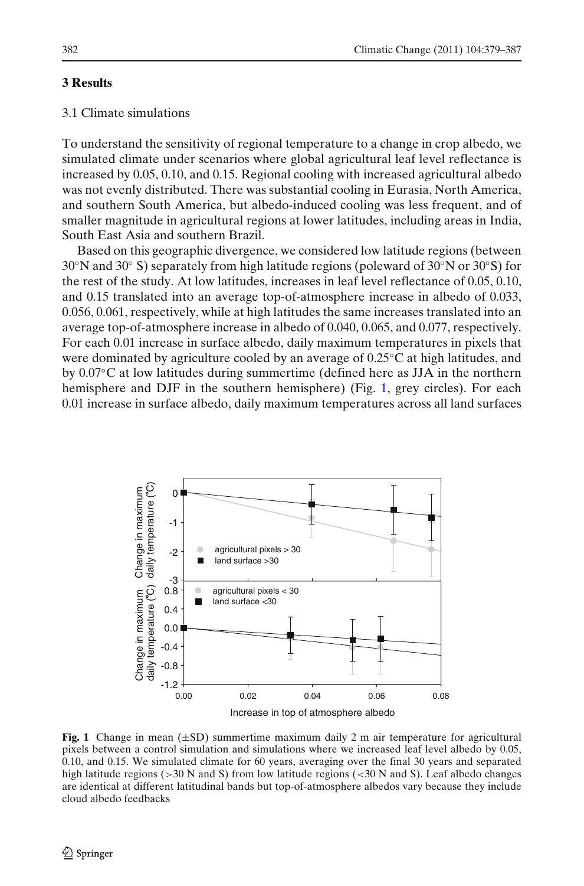## 3 Results

### 3.1 Climate simulations

To understand the sensitivity of regional temperature to a change in crop albedo, we simulated climate under scenarios where global agricultural leaf level reflectance is increased by 0.05, 0.10, and 0.15. Regional cooling with increased agricultural albedo was not evenly distributed. There was substantial cooling in Eurasia, North America, and southern South America, but albedo-induced cooling was less frequent, and of smaller magnitude in agricultural regions at lower latitudes, including areas in India, South East Asia and southern Brazil.

Based on this geographic divergence, we considered low latitude regions (between 30°N and 30° S) separately from high latitude regions (poleward of 30°N or 30°S) for the rest of the study. At low latitudes, increases in leaf level reflectance of 0.05, 0.10, and 0.15 translated into an average top-of-atmosphere increase in albedo of 0.033, 0.056, 0.061, respectively, while at high latitudes the same increases translated into an average top-of-atmosphere increase in albedo of 0.040, 0.065, and 0.077, respectively. For each 0.01 increase in surface albedo, daily maximum temperatures in pixels that were dominated by agriculture cooled by an average of 0.25°C at high latitudes, and by 0.07°C at low latitudes during summertime (defined here as JJA in the northern hemisphere and DJF in the southern hemisphere) (Fig. 1, grey circles). For each 0.01 increase in surface albedo, daily maximum temperatures across all land surfaces

**Fig. 1** Change in mean (±SD) summertime maximum daily 2 m air temperature for agricultural pixels between a control simulation and simulations where we increased leaf level albedo by 0.05, 0.10, and 0.15. We simulated climate for 60 years, averaging over the final 30 years and separated high latitude regions (>30 N and S) from low latitude regions (<30 N and S). Leaf albedo changes are identical at different latitudinal bands but top-of-atmosphere albedos vary because they include cloud albedo feedbacks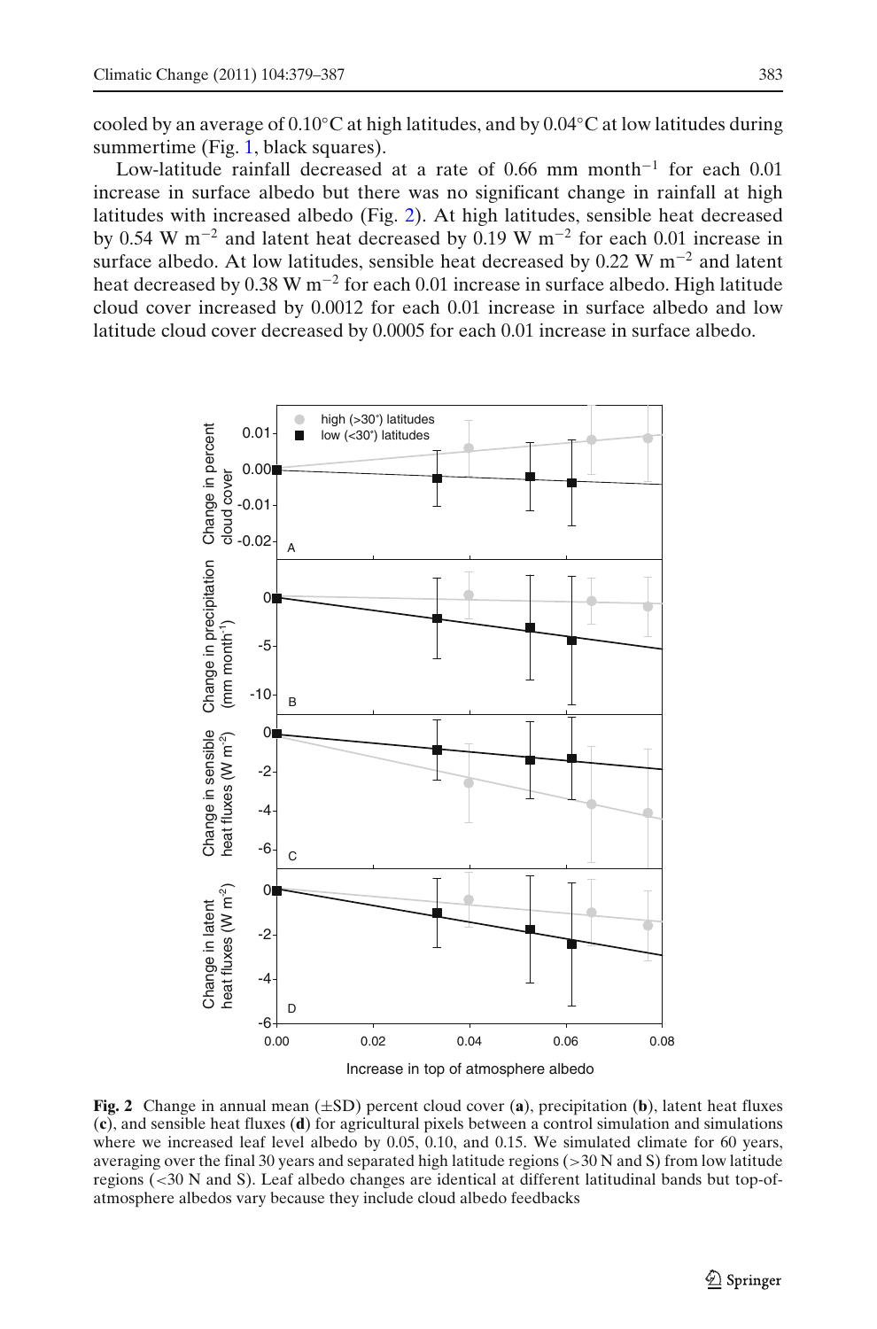cooled by an average of 0.10°C at high latitudes, and by 0.04°C at low latitudes during summertime (Fig. 1, black squares).

Low-latitude rainfall decreased at a rate of 0.66 mm month$^{-1}$ for each 0.01 increase in surface albedo but there was no significant change in rainfall at high latitudes with increased albedo (Fig. 2). At high latitudes, sensible heat decreased by 0.54 W m$^{-2}$ and latent heat decreased by 0.19 W m$^{-2}$ for each 0.01 increase in surface albedo. At low latitudes, sensible heat decreased by 0.22 W m$^{-2}$ and latent heat decreased by 0.38 W m$^{-2}$ for each 0.01 increase in surface albedo. High latitude cloud cover increased by 0.0012 for each 0.01 increase in surface albedo and low latitude cloud cover decreased by 0.0005 for each 0.01 increase in surface albedo.

**Fig. 2** Change in annual mean (±SD) percent cloud cover (**a**), precipitation (**b**), latent heat fluxes (**c**), and sensible heat fluxes (**d**) for agricultural pixels between a control simulation and simulations where we increased leaf level albedo by 0.05, 0.10, and 0.15. We simulated climate for 60 years, averaging over the final 30 years and separated high latitude regions (>30 N and S) from low latitude regions (<30 N and S). Leaf albedo changes are identical at different latitudinal bands but top-of-atmosphere albedos vary because they include cloud albedo feedbacks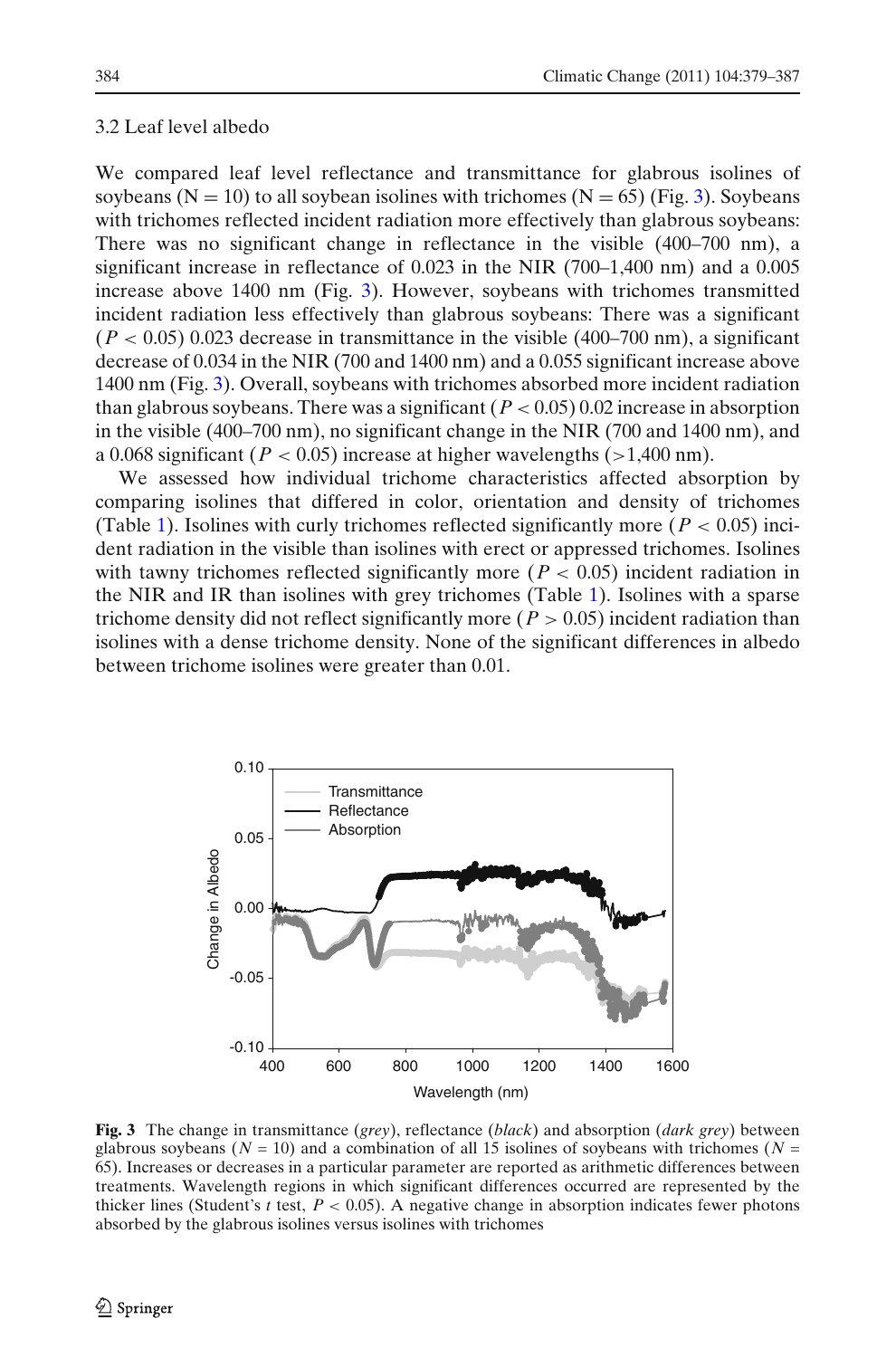### 3.2 Leaf level albedo

We compared leaf level reflectance and transmittance for glabrous isolines of soybeans (N = 10) to all soybean isolines with trichomes (N = 65) (Fig. 3). Soybeans with trichomes reflected incident radiation more effectively than glabrous soybeans: There was no significant change in reflectance in the visible (400–700 nm), a significant increase in reflectance of 0.023 in the NIR (700–1,400 nm) and a 0.005 increase above 1400 nm (Fig. 3). However, soybeans with trichomes transmitted incident radiation less effectively than glabrous soybeans: There was a significant ($P < 0.05$) 0.023 decrease in transmittance in the visible (400–700 nm), a significant decrease of 0.034 in the NIR (700 and 1400 nm) and a 0.055 significant increase above 1400 nm (Fig. 3). Overall, soybeans with trichomes absorbed more incident radiation than glabrous soybeans. There was a significant ($P < 0.05$) 0.02 increase in absorption in the visible (400–700 nm), no significant change in the NIR (700 and 1400 nm), and a 0.068 significant ($P < 0.05$) increase at higher wavelengths (>1,400 nm).

We assessed how individual trichome characteristics affected absorption by comparing isolines that differed in color, orientation and density of trichomes (Table 1). Isolines with curly trichomes reflected significantly more ($P < 0.05$) incident radiation in the visible than isolines with erect or appressed trichomes. Isolines with tawny trichomes reflected significantly more ($P < 0.05$) incident radiation in the NIR and IR than isolines with grey trichomes (Table 1). Isolines with a sparse trichome density did not reflect significantly more ($P > 0.05$) incident radiation than isolines with a dense trichome density. None of the significant differences in albedo between trichome isolines were greater than 0.01.

**Fig. 3** The change in transmittance (*grey*), reflectance (*black*) and absorption (*dark grey*) between glabrous soybeans ($N = 10$) and a combination of all 15 isolines of soybeans with trichomes ($N = 65$). Increases or decreases in a particular parameter are reported as arithmetic differences between treatments. Wavelength regions in which significant differences occurred are represented by the thicker lines (Student's *t* test, $P < 0.05$). A negative change in absorption indicates fewer photons absorbed by the glabrous isolines versus isolines with trichomes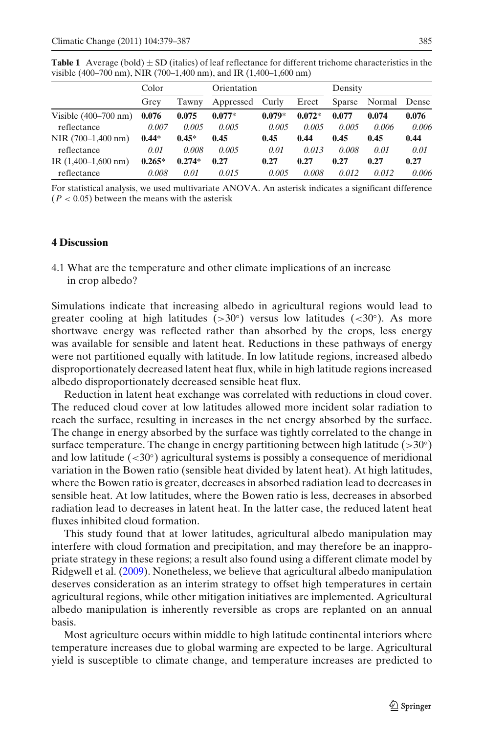**Table 1** Average (bold) ± SD (italics) of leaf reflectance for different trichome characteristics in the visible (400–700 nm), NIR (700–1,400 nm), and IR (1,400–1,600 nm)

| | Color | | Orientation | | | Density | | |
|---|---|---|---|---|---|---|---|---|
| | Grey | Tawny | Appressed | Curly | Erect | Sparse | Normal | Dense |
| Visible (400–700 nm) | **0.076** | **0.075** | **0.077*** | **0.079*** | **0.072*** | **0.077** | **0.074** | **0.076** |
| reflectance | *0.007* | *0.005* | *0.005* | *0.005* | *0.005* | *0.005* | *0.006* | *0.006* |
| NIR (700–1,400 nm) | **0.44*** | **0.45*** | **0.45** | **0.45** | **0.44** | **0.45** | **0.45** | **0.44** |
| reflectance | *0.01* | *0.008* | *0.005* | *0.01* | *0.013* | *0.008* | *0.01* | *0.01* |
| IR (1,400–1,600 nm) | **0.265*** | **0.274*** | **0.27** | **0.27** | **0.27** | **0.27** | **0.27** | **0.27** |
| reflectance | *0.008* | *0.01* | *0.015* | *0.005* | *0.008* | *0.012* | *0.012* | *0.006* |

For statistical analysis, we used multivariate ANOVA. An asterisk indicates a significant difference ($P < 0.05$) between the means with the asterisk

## 4 Discussion

### 4.1 What are the temperature and other climate implications of an increase in crop albedo?

Simulations indicate that increasing albedo in agricultural regions would lead to greater cooling at high latitudes (>30°) versus low latitudes (<30°). As more shortwave energy was reflected rather than absorbed by the crops, less energy was available for sensible and latent heat. Reductions in these pathways of energy were not partitioned equally with latitude. In low latitude regions, increased albedo disproportionately decreased latent heat flux, while in high latitude regions increased albedo disproportionately decreased sensible heat flux.

Reduction in latent heat exchange was correlated with reductions in cloud cover. The reduced cloud cover at low latitudes allowed more incident solar radiation to reach the surface, resulting in increases in the net energy absorbed by the surface. The change in energy absorbed by the surface was tightly correlated to the change in surface temperature. The change in energy partitioning between high latitude (>30°) and low latitude (<30°) agricultural systems is possibly a consequence of meridional variation in the Bowen ratio (sensible heat divided by latent heat). At high latitudes, where the Bowen ratio is greater, decreases in absorbed radiation lead to decreases in sensible heat. At low latitudes, where the Bowen ratio is less, decreases in absorbed radiation lead to decreases in latent heat. In the latter case, the reduced latent heat fluxes inhibited cloud formation.

This study found that at lower latitudes, agricultural albedo manipulation may interfere with cloud formation and precipitation, and may therefore be an inappropriate strategy in these regions; a result also found using a different climate model by Ridgwell et al. (2009). Nonetheless, we believe that agricultural albedo manipulation deserves consideration as an interim strategy to offset high temperatures in certain agricultural regions, while other mitigation initiatives are implemented. Agricultural albedo manipulation is inherently reversible as crops are replanted on an annual basis.

Most agriculture occurs within middle to high latitude continental interiors where temperature increases due to global warming are expected to be large. Agricultural yield is susceptible to climate change, and temperature increases are predicted to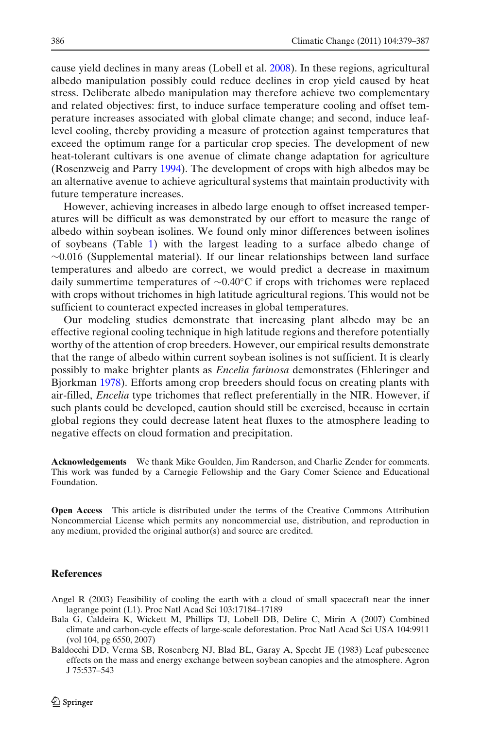cause yield declines in many areas (Lobell et al. 2008). In these regions, agricultural albedo manipulation possibly could reduce declines in crop yield caused by heat stress. Deliberate albedo manipulation may therefore achieve two complementary and related objectives: first, to induce surface temperature cooling and offset temperature increases associated with global climate change; and second, induce leaf-level cooling, thereby providing a measure of protection against temperatures that exceed the optimum range for a particular crop species. The development of new heat-tolerant cultivars is one avenue of climate change adaptation for agriculture (Rosenzweig and Parry 1994). The development of crops with high albedos may be an alternative avenue to achieve agricultural systems that maintain productivity with future temperature increases.

However, achieving increases in albedo large enough to offset increased temperatures will be difficult as was demonstrated by our effort to measure the range of albedo within soybean isolines. We found only minor differences between isolines of soybeans (Table 1) with the largest leading to a surface albedo change of ~0.016 (Supplemental material). If our linear relationships between land surface temperatures and albedo are correct, we would predict a decrease in maximum daily summertime temperatures of ~0.40°C if crops with trichomes were replaced with crops without trichomes in high latitude agricultural regions. This would not be sufficient to counteract expected increases in global temperatures.

Our modeling studies demonstrate that increasing plant albedo may be an effective regional cooling technique in high latitude regions and therefore potentially worthy of the attention of crop breeders. However, our empirical results demonstrate that the range of albedo within current soybean isolines is not sufficient. It is clearly possibly to make brighter plants as *Encelia farinosa* demonstrates (Ehleringer and Bjorkman 1978). Efforts among crop breeders should focus on creating plants with air-filled, *Encelia* type trichomes that reflect preferentially in the NIR. However, if such plants could be developed, caution should still be exercised, because in certain global regions they could decrease latent heat fluxes to the atmosphere leading to negative effects on cloud formation and precipitation.

**Acknowledgements** We thank Mike Goulden, Jim Randerson, and Charlie Zender for comments. This work was funded by a Carnegie Fellowship and the Gary Comer Science and Educational Foundation.

**Open Access** This article is distributed under the terms of the Creative Commons Attribution Noncommercial License which permits any noncommercial use, distribution, and reproduction in any medium, provided the original author(s) and source are credited.

## References

Angel R (2003) Feasibility of cooling the earth with a cloud of small spacecraft near the inner lagrange point (L1). Proc Natl Acad Sci 103:17184–17189

Bala G, Caldeira K, Wickett M, Phillips TJ, Lobell DB, Delire C, Mirin A (2007) Combined climate and carbon-cycle effects of large-scale deforestation. Proc Natl Acad Sci USA 104:9911 (vol 104, pg 6550, 2007)

Baldocchi DD, Verma SB, Rosenberg NJ, Blad BL, Garay A, Specht JE (1983) Leaf pubescence effects on the mass and energy exchange between soybean canopies and the atmosphere. Agron J 75:537–543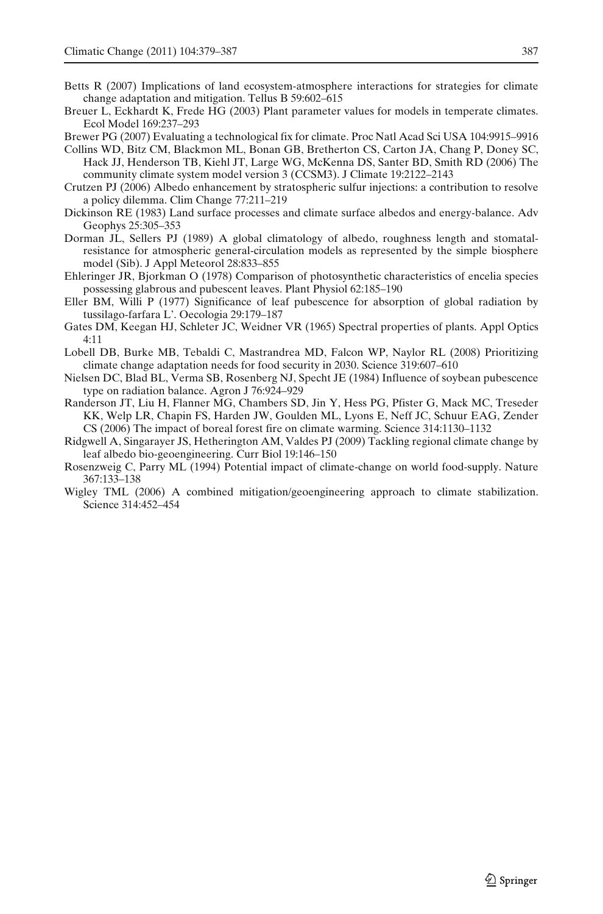Betts R (2007) Implications of land ecosystem-atmosphere interactions for strategies for climate change adaptation and mitigation. Tellus B 59:602–615

Breuer L, Eckhardt K, Frede HG (2003) Plant parameter values for models in temperate climates. Ecol Model 169:237–293

Brewer PG (2007) Evaluating a technological fix for climate. Proc Natl Acad Sci USA 104:9915–9916

Collins WD, Bitz CM, Blackmon ML, Bonan GB, Bretherton CS, Carton JA, Chang P, Doney SC, Hack JJ, Henderson TB, Kiehl JT, Large WG, McKenna DS, Santer BD, Smith RD (2006) The community climate system model version 3 (CCSM3). J Climate 19:2122–2143

Crutzen PJ (2006) Albedo enhancement by stratospheric sulfur injections: a contribution to resolve a policy dilemma. Clim Change 77:211–219

Dickinson RE (1983) Land surface processes and climate surface albedos and energy-balance. Adv Geophys 25:305–353

Dorman JL, Sellers PJ (1989) A global climatology of albedo, roughness length and stomatal-resistance for atmospheric general-circulation models as represented by the simple biosphere model (Sib). J Appl Meteorol 28:833–855

Ehleringer JR, Bjorkman O (1978) Comparison of photosynthetic characteristics of encelia species possessing glabrous and pubescent leaves. Plant Physiol 62:185–190

Eller BM, Willi P (1977) Significance of leaf pubescence for absorption of global radiation by tussilago-farfara L'. Oecologia 29:179–187

Gates DM, Keegan HJ, Schleter JC, Weidner VR (1965) Spectral properties of plants. Appl Optics 4:11

Lobell DB, Burke MB, Tebaldi C, Mastrandrea MD, Falcon WP, Naylor RL (2008) Prioritizing climate change adaptation needs for food security in 2030. Science 319:607–610

Nielsen DC, Blad BL, Verma SB, Rosenberg NJ, Specht JE (1984) Influence of soybean pubescence type on radiation balance. Agron J 76:924–929

Randerson JT, Liu H, Flanner MG, Chambers SD, Jin Y, Hess PG, Pfister G, Mack MC, Treseder KK, Welp LR, Chapin FS, Harden JW, Goulden ML, Lyons E, Neff JC, Schuur EAG, Zender CS (2006) The impact of boreal forest fire on climate warming. Science 314:1130–1132

Ridgwell A, Singarayer JS, Hetherington AM, Valdes PJ (2009) Tackling regional climate change by leaf albedo bio-geoengineering. Curr Biol 19:146–150

Rosenzweig C, Parry ML (1994) Potential impact of climate-change on world food-supply. Nature 367:133–138

Wigley TML (2006) A combined mitigation/geoengineering approach to climate stabilization. Science 314:452–454